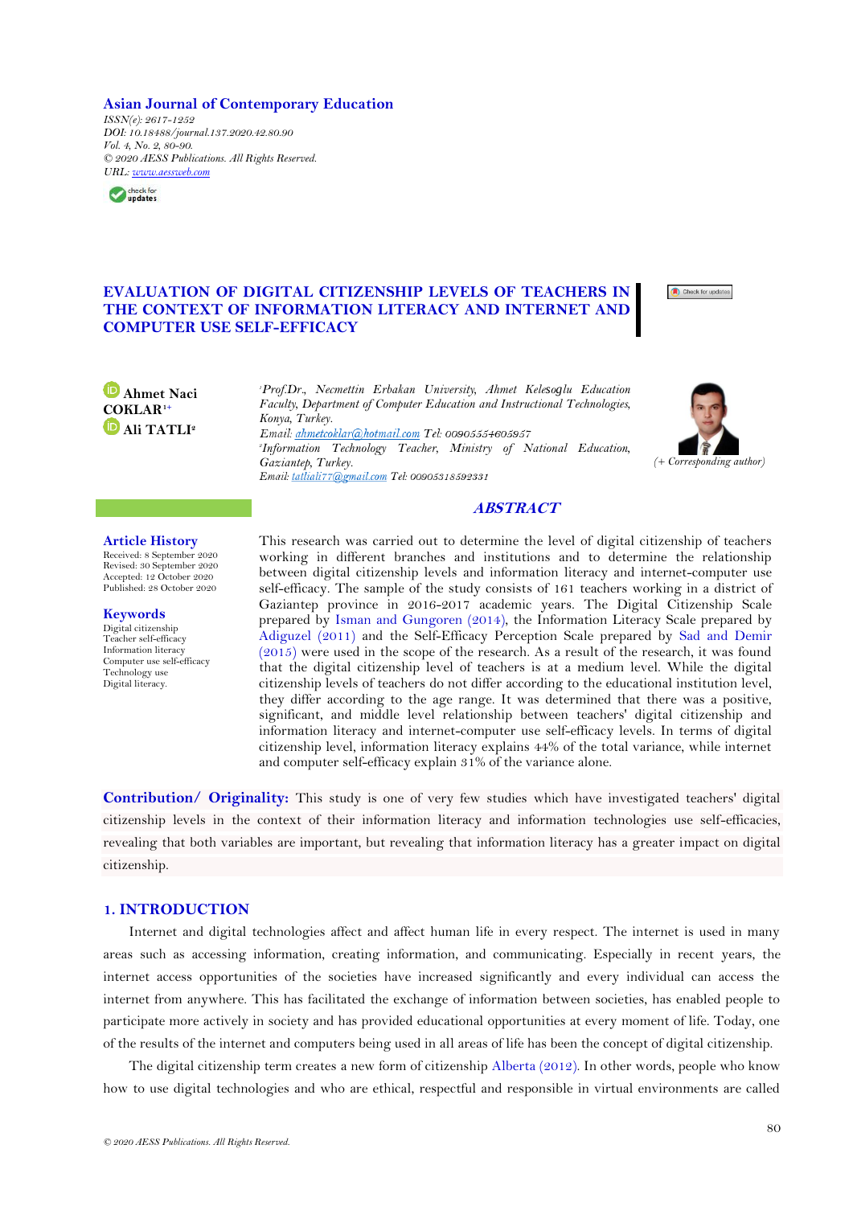**Asian Journal of Contemporary Education**
*ISSN(e): 2617-1252*
*DOI: 10.18488/journal.137.2020.42.80.90*
*Vol. 4, No. 2, 80-90.*
*© 2020 AESS Publications. All Rights Reserved.*
*URL: www.aessweb.com*

# EVALUATION OF DIGITAL CITIZENSHIP LEVELS OF TEACHERS IN THE CONTEXT OF INFORMATION LITERACY AND INTERNET AND COMPUTER USE SELF-EFFICACY

**Ahmet Naci COKLAR**[1+]
**Ali TATLI**[2]

[1]*Prof.Dr., Necmettin Erbakan University, Ahmet Kelesoglu Education Faculty, Department of Computer Education and Instructional Technologies, Konya, Turkey.*
*Email: ahmetcoklar@hotmail.com Tel: 00905554605957*
[2]*Information Technology Teacher, Ministry of National Education, Gaziantep, Turkey.*
*Email: tatliali77@gmail.com Tel: 00905318592331*

(+ Corresponding author)

## ABSTRACT

This research was carried out to determine the level of digital citizenship of teachers working in different branches and institutions and to determine the relationship between digital citizenship levels and information literacy and internet-computer use self-efficacy. The sample of the study consists of 161 teachers working in a district of Gaziantep province in 2016-2017 academic years. The Digital Citizenship Scale prepared by Isman and Gungoren (2014), the Information Literacy Scale prepared by Adiguzel (2011) and the Self-Efficacy Perception Scale prepared by Sad and Demir (2015) were used in the scope of the research. As a result of the research, it was found that the digital citizenship level of teachers is at a medium level. While the digital citizenship levels of teachers do not differ according to the educational institution level, they differ according to the age range. It was determined that there was a positive, significant, and middle level relationship between teachers' digital citizenship and information literacy and internet-computer use self-efficacy levels. In terms of digital citizenship level, information literacy explains 44% of the total variance, while internet and computer self-efficacy explain 31% of the variance alone.

**Article History**
Received: 8 September 2020
Revised: 30 September 2020
Accepted: 12 October 2020
Published: 28 October 2020

**Keywords**
Digital citizenship
Teacher self-efficacy
Information literacy
Computer use self-efficacy
Technology use
Digital literacy.

**Contribution/ Originality:** This study is one of very few studies which have investigated teachers' digital citizenship levels in the context of their information literacy and information technologies use self-efficacies, revealing that both variables are important, but revealing that information literacy has a greater impact on digital citizenship.

## 1. INTRODUCTION

Internet and digital technologies affect and affect human life in every respect. The internet is used in many areas such as accessing information, creating information, and communicating. Especially in recent years, the internet access opportunities of the societies have increased significantly and every individual can access the internet from anywhere. This has facilitated the exchange of information between societies, has enabled people to participate more actively in society and has provided educational opportunities at every moment of life. Today, one of the results of the internet and computers being used in all areas of life has been the concept of digital citizenship.

The digital citizenship term creates a new form of citizenship Alberta (2012). In other words, people who know how to use digital technologies and who are ethical, respectful and responsible in virtual environments are called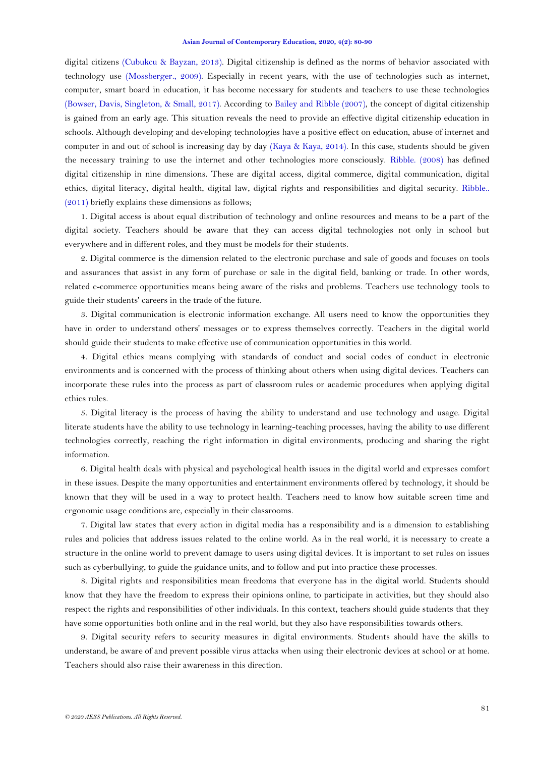digital citizens (Cubukcu & Bayzan, 2013). Digital citizenship is defined as the norms of behavior associated with technology use (Mossberger., 2009). Especially in recent years, with the use of technologies such as internet, computer, smart board in education, it has become necessary for students and teachers to use these technologies (Bowser, Davis, Singleton, & Small, 2017). According to Bailey and Ribble (2007), the concept of digital citizenship is gained from an early age. This situation reveals the need to provide an effective digital citizenship education in schools. Although developing and developing technologies have a positive effect on education, abuse of internet and computer in and out of school is increasing day by day (Kaya & Kaya, 2014). In this case, students should be given the necessary training to use the internet and other technologies more consciously. Ribble. (2008) has defined digital citizenship in nine dimensions. These are digital access, digital commerce, digital communication, digital ethics, digital literacy, digital health, digital law, digital rights and responsibilities and digital security. Ribble.. (2011) briefly explains these dimensions as follows;

1. Digital access is about equal distribution of technology and online resources and means to be a part of the digital society. Teachers should be aware that they can access digital technologies not only in school but everywhere and in different roles, and they must be models for their students.

2. Digital commerce is the dimension related to the electronic purchase and sale of goods and focuses on tools and assurances that assist in any form of purchase or sale in the digital field, banking or trade. In other words, related e-commerce opportunities means being aware of the risks and problems. Teachers use technology tools to guide their students' careers in the trade of the future.

3. Digital communication is electronic information exchange. All users need to know the opportunities they have in order to understand others' messages or to express themselves correctly. Teachers in the digital world should guide their students to make effective use of communication opportunities in this world.

4. Digital ethics means complying with standards of conduct and social codes of conduct in electronic environments and is concerned with the process of thinking about others when using digital devices. Teachers can incorporate these rules into the process as part of classroom rules or academic procedures when applying digital ethics rules.

5. Digital literacy is the process of having the ability to understand and use technology and usage. Digital literate students have the ability to use technology in learning-teaching processes, having the ability to use different technologies correctly, reaching the right information in digital environments, producing and sharing the right information.

6. Digital health deals with physical and psychological health issues in the digital world and expresses comfort in these issues. Despite the many opportunities and entertainment environments offered by technology, it should be known that they will be used in a way to protect health. Teachers need to know how suitable screen time and ergonomic usage conditions are, especially in their classrooms.

7. Digital law states that every action in digital media has a responsibility and is a dimension to establishing rules and policies that address issues related to the online world. As in the real world, it is necessary to create a structure in the online world to prevent damage to users using digital devices. It is important to set rules on issues such as cyberbullying, to guide the guidance units, and to follow and put into practice these processes.

8. Digital rights and responsibilities mean freedoms that everyone has in the digital world. Students should know that they have the freedom to express their opinions online, to participate in activities, but they should also respect the rights and responsibilities of other individuals. In this context, teachers should guide students that they have some opportunities both online and in the real world, but they also have responsibilities towards others.

9. Digital security refers to security measures in digital environments. Students should have the skills to understand, be aware of and prevent possible virus attacks when using their electronic devices at school or at home. Teachers should also raise their awareness in this direction.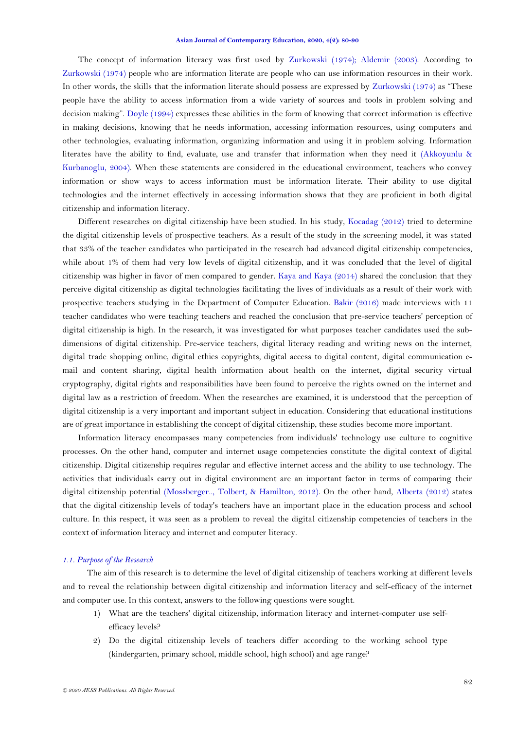The concept of information literacy was first used by Zurkowski (1974); Aldemir (2003). According to Zurkowski (1974) people who are information literate are people who can use information resources in their work. In other words, the skills that the information literate should possess are expressed by Zurkowski (1974) as "These people have the ability to access information from a wide variety of sources and tools in problem solving and decision making". Doyle (1994) expresses these abilities in the form of knowing that correct information is effective in making decisions, knowing that he needs information, accessing information resources, using computers and other technologies, evaluating information, organizing information and using it in problem solving. Information literates have the ability to find, evaluate, use and transfer that information when they need it (Akkoyunlu & Kurbanoglu, 2004). When these statements are considered in the educational environment, teachers who convey information or show ways to access information must be information literate. Their ability to use digital technologies and the internet effectively in accessing information shows that they are proficient in both digital citizenship and information literacy.

Different researches on digital citizenship have been studied. In his study, Kocadag (2012) tried to determine the digital citizenship levels of prospective teachers. As a result of the study in the screening model, it was stated that 33% of the teacher candidates who participated in the research had advanced digital citizenship competencies, while about 1% of them had very low levels of digital citizenship, and it was concluded that the level of digital citizenship was higher in favor of men compared to gender. Kaya and Kaya (2014) shared the conclusion that they perceive digital citizenship as digital technologies facilitating the lives of individuals as a result of their work with prospective teachers studying in the Department of Computer Education. Bakir (2016) made interviews with 11 teacher candidates who were teaching teachers and reached the conclusion that pre-service teachers' perception of digital citizenship is high. In the research, it was investigated for what purposes teacher candidates used the sub-dimensions of digital citizenship. Pre-service teachers, digital literacy reading and writing news on the internet, digital trade shopping online, digital ethics copyrights, digital access to digital content, digital communication e-mail and content sharing, digital health information about health on the internet, digital security virtual cryptography, digital rights and responsibilities have been found to perceive the rights owned on the internet and digital law as a restriction of freedom. When the researches are examined, it is understood that the perception of digital citizenship is a very important and important subject in education. Considering that educational institutions are of great importance in establishing the concept of digital citizenship, these studies become more important.

Information literacy encompasses many competencies from individuals' technology use culture to cognitive processes. On the other hand, computer and internet usage competencies constitute the digital context of digital citizenship. Digital citizenship requires regular and effective internet access and the ability to use technology. The activities that individuals carry out in digital environment are an important factor in terms of comparing their digital citizenship potential (Mossberger.., Tolbert, & Hamilton, 2012). On the other hand, Alberta (2012) states that the digital citizenship levels of today's teachers have an important place in the education process and school culture. In this respect, it was seen as a problem to reveal the digital citizenship competencies of teachers in the context of information literacy and internet and computer literacy.

### *1.1. Purpose of the Research*

The aim of this research is to determine the level of digital citizenship of teachers working at different levels and to reveal the relationship between digital citizenship and information literacy and self-efficacy of the internet and computer use. In this context, answers to the following questions were sought.

1) What are the teachers' digital citizenship, information literacy and internet-computer use self-efficacy levels?
2) Do the digital citizenship levels of teachers differ according to the working school type (kindergarten, primary school, middle school, high school) and age range?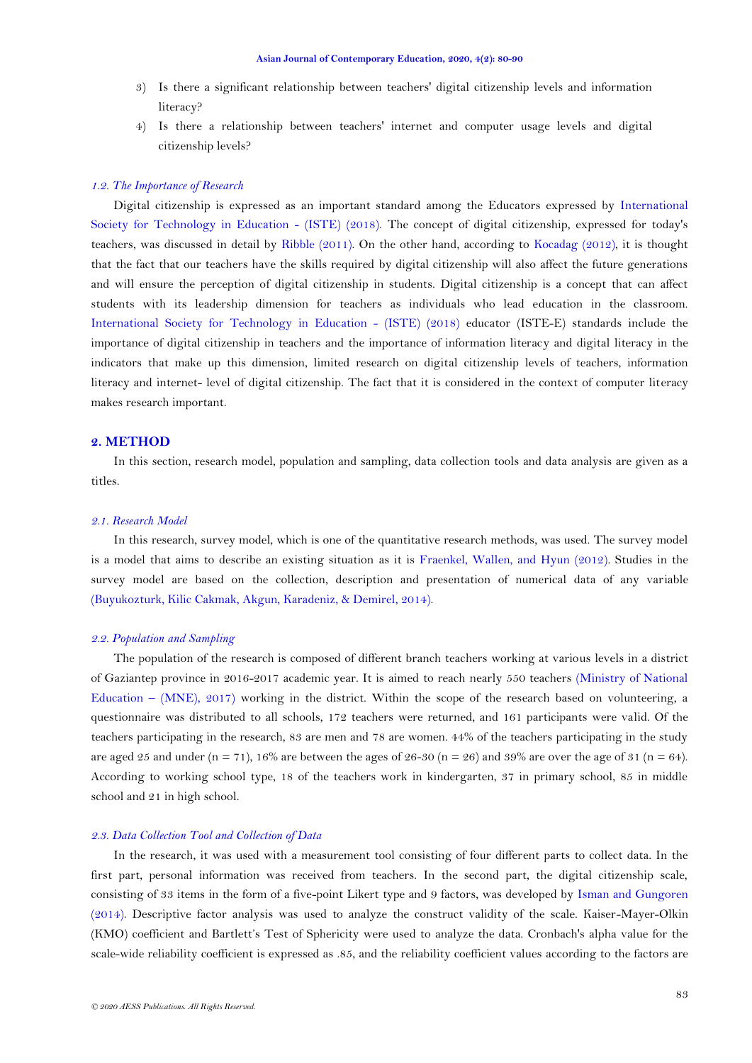3) Is there a significant relationship between teachers' digital citizenship levels and information literacy?
4) Is there a relationship between teachers' internet and computer usage levels and digital citizenship levels?

### *1.2. The Importance of Research*

Digital citizenship is expressed as an important standard among the Educators expressed by International Society for Technology in Education - (ISTE) (2018). The concept of digital citizenship, expressed for today's teachers, was discussed in detail by Ribble (2011). On the other hand, according to Kocadag (2012), it is thought that the fact that our teachers have the skills required by digital citizenship will also affect the future generations and will ensure the perception of digital citizenship in students. Digital citizenship is a concept that can affect students with its leadership dimension for teachers as individuals who lead education in the classroom. International Society for Technology in Education - (ISTE) (2018) educator (ISTE-E) standards include the importance of digital citizenship in teachers and the importance of information literacy and digital literacy in the indicators that make up this dimension, limited research on digital citizenship levels of teachers, information literacy and internet- level of digital citizenship. The fact that it is considered in the context of computer literacy makes research important.

## **2. METHOD**

In this section, research model, population and sampling, data collection tools and data analysis are given as a titles.

### *2.1. Research Model*

In this research, survey model, which is one of the quantitative research methods, was used. The survey model is a model that aims to describe an existing situation as it is Fraenkel, Wallen, and Hyun (2012). Studies in the survey model are based on the collection, description and presentation of numerical data of any variable (Buyukozturk, Kilic Cakmak, Akgun, Karadeniz, & Demirel, 2014).

### *2.2. Population and Sampling*

The population of the research is composed of different branch teachers working at various levels in a district of Gaziantep province in 2016-2017 academic year. It is aimed to reach nearly 550 teachers (Ministry of National Education – (MNE), 2017) working in the district. Within the scope of the research based on volunteering, a questionnaire was distributed to all schools, 172 teachers were returned, and 161 participants were valid. Of the teachers participating in the research, 83 are men and 78 are women. 44% of the teachers participating in the study are aged 25 and under (n = 71), 16% are between the ages of 26-30 (n = 26) and 39% are over the age of 31 (n = 64). According to working school type, 18 of the teachers work in kindergarten, 37 in primary school, 85 in middle school and 21 in high school.

### *2.3. Data Collection Tool and Collection of Data*

In the research, it was used with a measurement tool consisting of four different parts to collect data. In the first part, personal information was received from teachers. In the second part, the digital citizenship scale, consisting of 33 items in the form of a five-point Likert type and 9 factors, was developed by Isman and Gungoren (2014). Descriptive factor analysis was used to analyze the construct validity of the scale. Kaiser-Mayer-Olkin (KMO) coefficient and Bartlett's Test of Sphericity were used to analyze the data. Cronbach's alpha value for the scale-wide reliability coefficient is expressed as .85, and the reliability coefficient values according to the factors are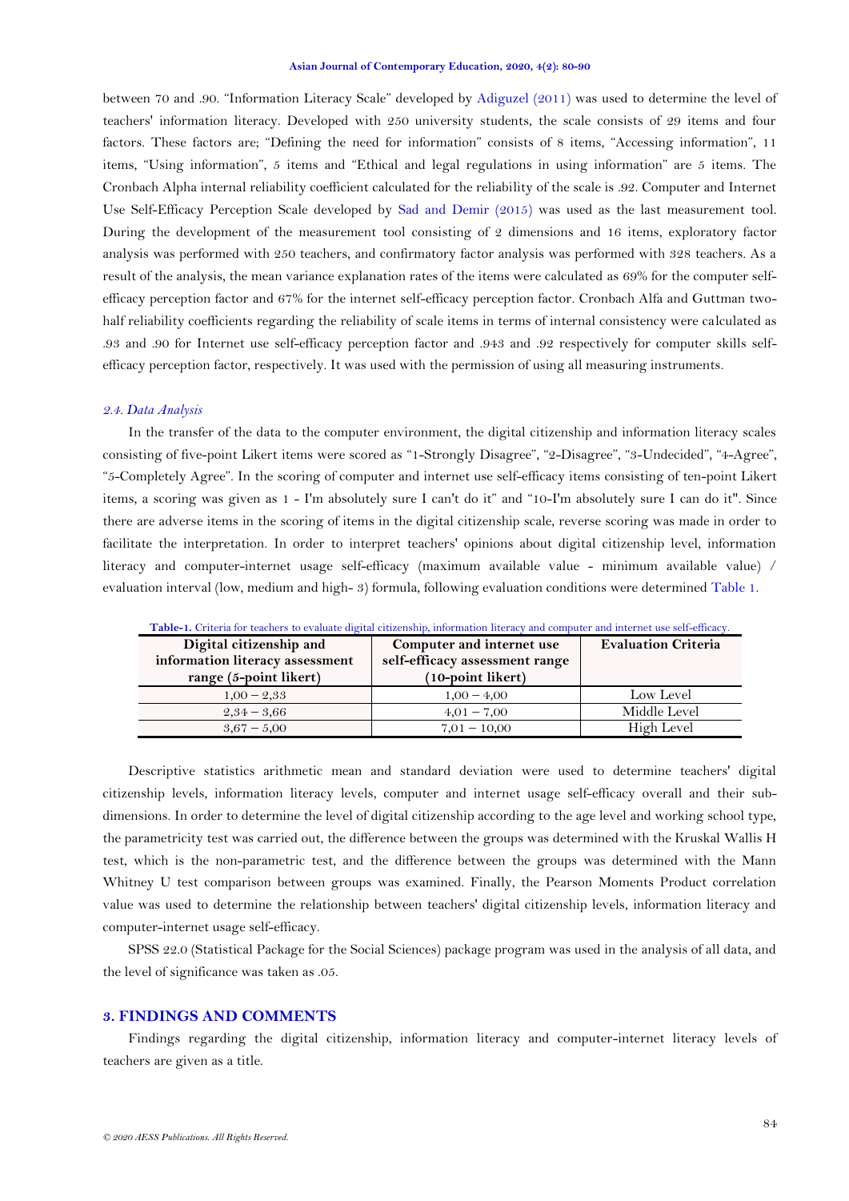between 70 and .90. "Information Literacy Scale" developed by Adiguzel (2011) was used to determine the level of teachers' information literacy. Developed with 250 university students, the scale consists of 29 items and four factors. These factors are; "Defining the need for information" consists of 8 items, "Accessing information", 11 items, "Using information", 5 items and "Ethical and legal regulations in using information" are 5 items. The Cronbach Alpha internal reliability coefficient calculated for the reliability of the scale is .92. Computer and Internet Use Self-Efficacy Perception Scale developed by Sad and Demir (2015) was used as the last measurement tool. During the development of the measurement tool consisting of 2 dimensions and 16 items, exploratory factor analysis was performed with 250 teachers, and confirmatory factor analysis was performed with 328 teachers. As a result of the analysis, the mean variance explanation rates of the items were calculated as 69% for the computer self-efficacy perception factor and 67% for the internet self-efficacy perception factor. Cronbach Alfa and Guttman two-half reliability coefficients regarding the reliability of scale items in terms of internal consistency were calculated as .93 and .90 for Internet use self-efficacy perception factor and .943 and .92 respectively for computer skills self-efficacy perception factor, respectively. It was used with the permission of using all measuring instruments.

### *2.4. Data Analysis*

In the transfer of the data to the computer environment, the digital citizenship and information literacy scales consisting of five-point Likert items were scored as "1-Strongly Disagree", "2-Disagree", "3-Undecided", "4-Agree", "5-Completely Agree". In the scoring of computer and internet use self-efficacy items consisting of ten-point Likert items, a scoring was given as 1 - I'm absolutely sure I can't do it" and "10-I'm absolutely sure I can do it". Since there are adverse items in the scoring of items in the digital citizenship scale, reverse scoring was made in order to facilitate the interpretation. In order to interpret teachers' opinions about digital citizenship level, information literacy and computer-internet usage self-efficacy (maximum available value - minimum available value) / evaluation interval (low, medium and high- 3) formula, following evaluation conditions were determined Table 1.

**Table-1.** Criteria for teachers to evaluate digital citizenship, information literacy and computer and internet use self-efficacy.

| Digital citizenship and information literacy assessment range (5-point likert) | Computer and internet use self-efficacy assessment range (10-point likert) | Evaluation Criteria |
|---|---|---|
| 1,00 – 2,33 | 1,00 – 4,00 | Low Level |
| 2,34 – 3,66 | 4,01 – 7,00 | Middle Level |
| 3,67 – 5,00 | 7,01 – 10,00 | High Level |

Descriptive statistics arithmetic mean and standard deviation were used to determine teachers' digital citizenship levels, information literacy levels, computer and internet usage self-efficacy overall and their sub-dimensions. In order to determine the level of digital citizenship according to the age level and working school type, the parametricity test was carried out, the difference between the groups was determined with the Kruskal Wallis H test, which is the non-parametric test, and the difference between the groups was determined with the Mann Whitney U test comparison between groups was examined. Finally, the Pearson Moments Product correlation value was used to determine the relationship between teachers' digital citizenship levels, information literacy and computer-internet usage self-efficacy.

SPSS 22.0 (Statistical Package for the Social Sciences) package program was used in the analysis of all data, and the level of significance was taken as .05.

## 3. FINDINGS AND COMMENTS

Findings regarding the digital citizenship, information literacy and computer-internet literacy levels of teachers are given as a title.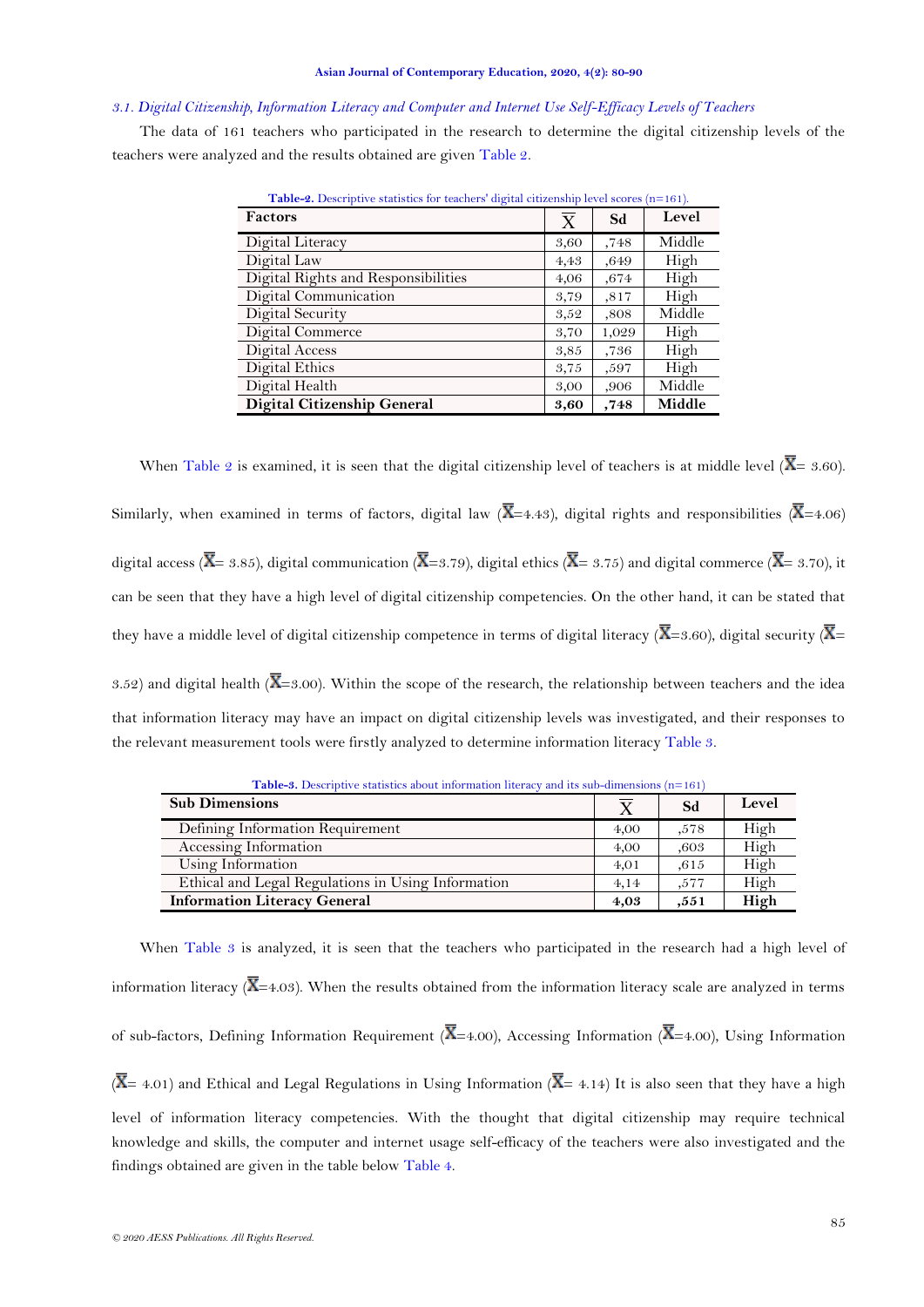### *3.1. Digital Citizenship, Information Literacy and Computer and Internet Use Self-Efficacy Levels of Teachers*

The data of 161 teachers who participated in the research to determine the digital citizenship levels of the teachers were analyzed and the results obtained are given Table 2.

**Table-2.** Descriptive statistics for teachers' digital citizenship level scores (n=161).

| Factors | $\bar{X}$ | Sd | Level |
|---|---|---|---|
| Digital Literacy | 3,60 | ,748 | Middle |
| Digital Law | 4,43 | ,649 | High |
| Digital Rights and Responsibilities | 4,06 | ,674 | High |
| Digital Communication | 3,79 | ,817 | High |
| Digital Security | 3,52 | ,808 | Middle |
| Digital Commerce | 3,70 | 1,029 | High |
| Digital Access | 3,85 | ,736 | High |
| Digital Ethics | 3,75 | ,597 | High |
| Digital Health | 3,00 | ,906 | Middle |
| **Digital Citizenship General** | **3,60** | **,748** | **Middle** |

When Table 2 is examined, it is seen that the digital citizenship level of teachers is at middle level ($\bar{X}$= 3.60). Similarly, when examined in terms of factors, digital law ($\bar{X}$=4.43), digital rights and responsibilities ($\bar{X}$=4.06) digital access ($\bar{X}$= 3.85), digital communication ($\bar{X}$=3.79), digital ethics ($\bar{X}$= 3.75) and digital commerce ($\bar{X}$= 3.70), it can be seen that they have a high level of digital citizenship competencies. On the other hand, it can be stated that they have a middle level of digital citizenship competence in terms of digital literacy ($\bar{X}$=3.60), digital security ($\bar{X}$= 3.52) and digital health ($\bar{X}$=3.00). Within the scope of the research, the relationship between teachers and the idea that information literacy may have an impact on digital citizenship levels was investigated, and their responses to the relevant measurement tools were firstly analyzed to determine information literacy Table 3.

**Table-3.** Descriptive statistics about information literacy and its sub-dimensions (n=161)

| Sub Dimensions | $\bar{X}$ | Sd | Level |
|---|---|---|---|
| Defining Information Requirement | 4,00 | ,578 | High |
| Accessing Information | 4,00 | ,603 | High |
| Using Information | 4,01 | ,615 | High |
| Ethical and Legal Regulations in Using Information | 4,14 | ,577 | High |
| **Information Literacy General** | **4,03** | **,551** | **High** |

When Table 3 is analyzed, it is seen that the teachers who participated in the research had a high level of information literacy ($\bar{X}$=4.03). When the results obtained from the information literacy scale are analyzed in terms of sub-factors, Defining Information Requirement ($\bar{X}$=4.00), Accessing Information ($\bar{X}$=4.00), Using Information ($\bar{X}$= 4.01) and Ethical and Legal Regulations in Using Information ($\bar{X}$= 4.14) It is also seen that they have a high level of information literacy competencies. With the thought that digital citizenship may require technical knowledge and skills, the computer and internet usage self-efficacy of the teachers were also investigated and the findings obtained are given in the table below Table 4.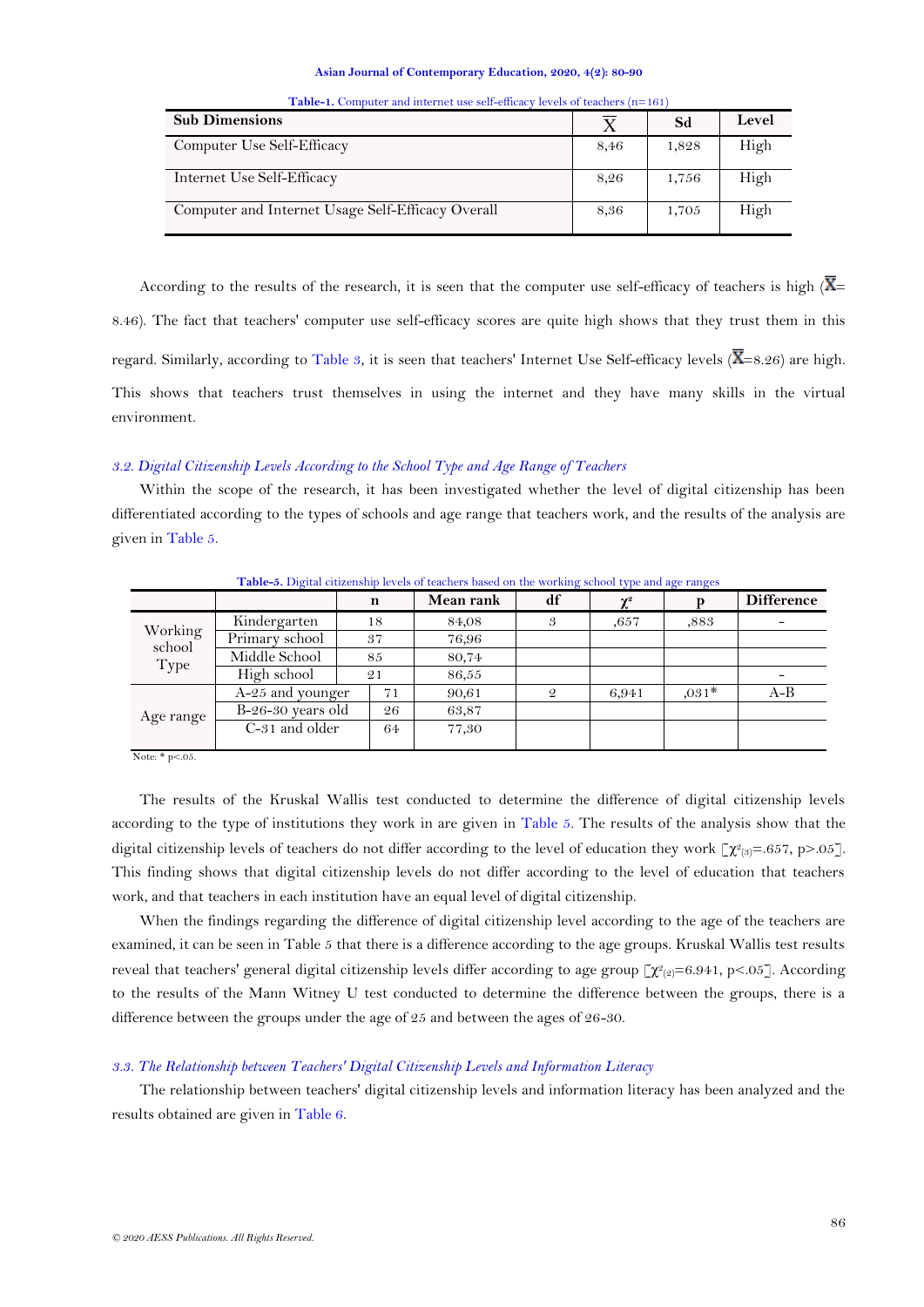**Table-1.** Computer and internet use self-efficacy levels of teachers (n=161)

| Sub Dimensions | $\overline{X}$ | Sd | Level |
|---|---|---|---|
| Computer Use Self-Efficacy | 8,46 | 1,828 | High |
| Internet Use Self-Efficacy | 8,26 | 1,756 | High |
| Computer and Internet Usage Self-Efficacy Overall | 8,36 | 1,705 | High |

According to the results of the research, it is seen that the computer use self-efficacy of teachers is high ($\overline{X}$= 8.46). The fact that teachers' computer use self-efficacy scores are quite high shows that they trust them in this regard. Similarly, according to Table 3, it is seen that teachers' Internet Use Self-efficacy levels ($\overline{X}$=8.26) are high. This shows that teachers trust themselves in using the internet and they have many skills in the virtual environment.

### *3.2. Digital Citizenship Levels According to the School Type and Age Range of Teachers*

Within the scope of the research, it has been investigated whether the level of digital citizenship has been differentiated according to the types of schools and age range that teachers work, and the results of the analysis are given in Table 5.

**Table-5.** Digital citizenship levels of teachers based on the working school type and age ranges

| | | n | Mean rank | df | $\chi^2$ | p | Difference |
|---|---|---|---|---|---|---|---|
| Working school Type | Kindergarten | 18 | 84,08 | 3 | ,657 | ,883 | - |
| | Primary school | 37 | 76,96 | | | | |
| | Middle School | 85 | 80,74 | | | | |
| | High school | 21 | 86,55 | | | | - |
| Age range | A-25 and younger | 71 | 90,61 | 2 | 6,941 | ,031* | A-B |
| | B-26-30 years old | 26 | 63,87 | | | | |
| | C-31 and older | 64 | 77,30 | | | | |

Note: * p<.05.

The results of the Kruskal Wallis test conducted to determine the difference of digital citizenship levels according to the type of institutions they work in are given in Table 5. The results of the analysis show that the digital citizenship levels of teachers do not differ according to the level of education they work [$\chi^2_{(3)}$=.657, p>.05]. This finding shows that digital citizenship levels do not differ according to the level of education that teachers work, and that teachers in each institution have an equal level of digital citizenship.

When the findings regarding the difference of digital citizenship level according to the age of the teachers are examined, it can be seen in Table 5 that there is a difference according to the age groups. Kruskal Wallis test results reveal that teachers' general digital citizenship levels differ according to age group [$\chi^2_{(2)}$=6.941, p<.05]. According to the results of the Mann Witney U test conducted to determine the difference between the groups, there is a difference between the groups under the age of 25 and between the ages of 26-30.

### *3.3. The Relationship between Teachers' Digital Citizenship Levels and Information Literacy*

The relationship between teachers' digital citizenship levels and information literacy has been analyzed and the results obtained are given in Table 6.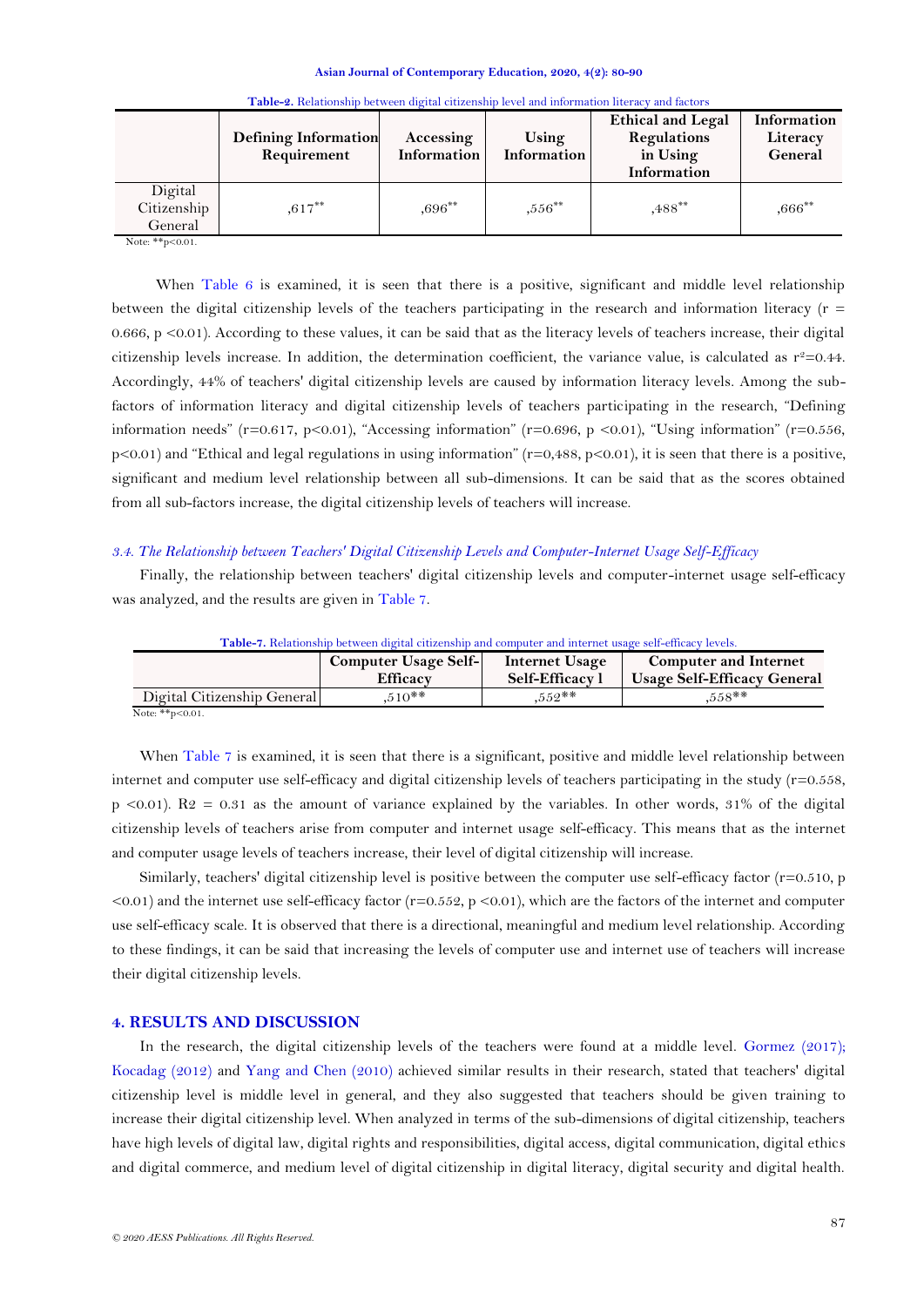**Table-6.** Relationship between digital citizenship level and information literacy and factors

| | Defining Information Requirement | Accessing Information | Using Information | Ethical and Legal Regulations in Using Information | Information Literacy General |
|---|---|---|---|---|---|
| Digital Citizenship General | ,617** | ,696** | ,556** | ,488** | ,666** |

Note: **p<0.01.

When Table 6 is examined, it is seen that there is a positive, significant and middle level relationship between the digital citizenship levels of the teachers participating in the research and information literacy (r = 0.666, p <0.01). According to these values, it can be said that as the literacy levels of teachers increase, their digital citizenship levels increase. In addition, the determination coefficient, the variance value, is calculated as $r^2$=0.44. Accordingly, 44% of teachers' digital citizenship levels are caused by information literacy levels. Among the sub-factors of information literacy and digital citizenship levels of teachers participating in the research, "Defining information needs" (r=0.617, p<0.01), "Accessing information" (r=0.696, p <0.01), "Using information" (r=0.556, p<0.01) and "Ethical and legal regulations in using information" (r=0,488, p<0.01), it is seen that there is a positive, significant and medium level relationship between all sub-dimensions. It can be said that as the scores obtained from all sub-factors increase, the digital citizenship levels of teachers will increase.

### *3.4. The Relationship between Teachers' Digital Citizenship Levels and Computer-Internet Usage Self-Efficacy*

Finally, the relationship between teachers' digital citizenship levels and computer-internet usage self-efficacy was analyzed, and the results are given in Table 7.

**Table-7.** Relationship between digital citizenship and computer and internet usage self-efficacy levels.

| | Computer Usage Self-Efficacy | Internet Usage Self-Efficacy l | Computer and Internet Usage Self-Efficacy General |
|---|---|---|---|
| Digital Citizenship General | ,510** | ,552** | ,558** |

Note: **p<0.01.

When Table 7 is examined, it is seen that there is a significant, positive and middle level relationship between internet and computer use self-efficacy and digital citizenship levels of teachers participating in the study (r=0.558, p <0.01). R2 = 0.31 as the amount of variance explained by the variables. In other words, 31% of the digital citizenship levels of teachers arise from computer and internet usage self-efficacy. This means that as the internet and computer usage levels of teachers increase, their level of digital citizenship will increase.

Similarly, teachers' digital citizenship level is positive between the computer use self-efficacy factor (r=0.510, p <0.01) and the internet use self-efficacy factor (r=0.552, p <0.01), which are the factors of the internet and computer use self-efficacy scale. It is observed that there is a directional, meaningful and medium level relationship. According to these findings, it can be said that increasing the levels of computer use and internet use of teachers will increase their digital citizenship levels.

## 4. RESULTS AND DISCUSSION

In the research, the digital citizenship levels of the teachers were found at a middle level. Gormez (2017); Kocadag (2012) and Yang and Chen (2010) achieved similar results in their research, stated that teachers' digital citizenship level is middle level in general, and they also suggested that teachers should be given training to increase their digital citizenship level. When analyzed in terms of the sub-dimensions of digital citizenship, teachers have high levels of digital law, digital rights and responsibilities, digital access, digital communication, digital ethics and digital commerce, and medium level of digital citizenship in digital literacy, digital security and digital health.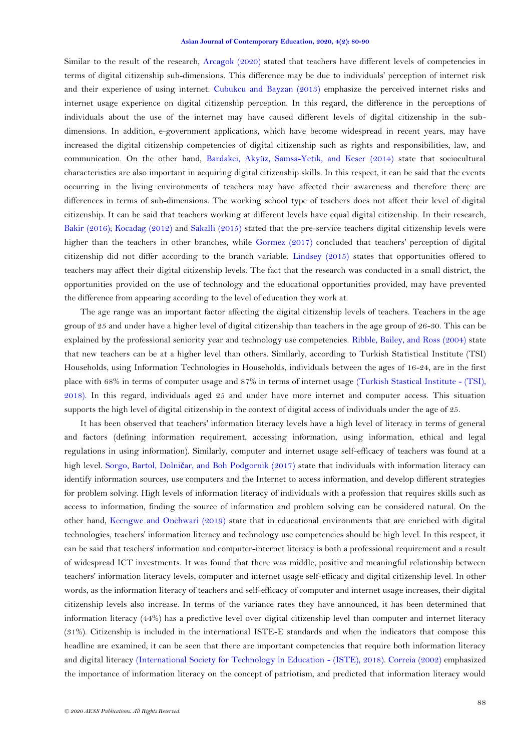Similar to the result of the research, Arcagok (2020) stated that teachers have different levels of competencies in terms of digital citizenship sub-dimensions. This difference may be due to individuals' perception of internet risk and their experience of using internet. Cubukcu and Bayzan (2013) emphasize the perceived internet risks and internet usage experience on digital citizenship perception. In this regard, the difference in the perceptions of individuals about the use of the internet may have caused different levels of digital citizenship in the sub-dimensions. In addition, e-government applications, which have become widespread in recent years, may have increased the digital citizenship competencies of digital citizenship such as rights and responsibilities, law, and communication. On the other hand, Bardakci, Akyüz, Samsa-Yetik, and Keser (2014) state that sociocultural characteristics are also important in acquiring digital citizenship skills. In this respect, it can be said that the events occurring in the living environments of teachers may have affected their awareness and therefore there are differences in terms of sub-dimensions. The working school type of teachers does not affect their level of digital citizenship. It can be said that teachers working at different levels have equal digital citizenship. In their research, Bakir (2016); Kocadag (2012) and Sakalli (2015) stated that the pre-service teachers digital citizenship levels were higher than the teachers in other branches, while Gormez (2017) concluded that teachers' perception of digital citizenship did not differ according to the branch variable. Lindsey (2015) states that opportunities offered to teachers may affect their digital citizenship levels. The fact that the research was conducted in a small district, the opportunities provided on the use of technology and the educational opportunities provided, may have prevented the difference from appearing according to the level of education they work at.

The age range was an important factor affecting the digital citizenship levels of teachers. Teachers in the age group of 25 and under have a higher level of digital citizenship than teachers in the age group of 26-30. This can be explained by the professional seniority year and technology use competencies. Ribble, Bailey, and Ross (2004) state that new teachers can be at a higher level than others. Similarly, according to Turkish Statistical Institute (TSI) Households, using Information Technologies in Households, individuals between the ages of 16-24, are in the first place with 68% in terms of computer usage and 87% in terms of internet usage (Turkish Stastical Institute - (TSI), 2018). In this regard, individuals aged 25 and under have more internet and computer access. This situation supports the high level of digital citizenship in the context of digital access of individuals under the age of 25.

It has been observed that teachers' information literacy levels have a high level of literacy in terms of general and factors (defining information requirement, accessing information, using information, ethical and legal regulations in using information). Similarly, computer and internet usage self-efficacy of teachers was found at a high level. Sorgo, Bartol, Dolničar, and Boh Podgornik (2017) state that individuals with information literacy can identify information sources, use computers and the Internet to access information, and develop different strategies for problem solving. High levels of information literacy of individuals with a profession that requires skills such as access to information, finding the source of information and problem solving can be considered natural. On the other hand, Keengwe and Onchwari (2019) state that in educational environments that are enriched with digital technologies, teachers' information literacy and technology use competencies should be high level. In this respect, it can be said that teachers' information and computer-internet literacy is both a professional requirement and a result of widespread ICT investments. It was found that there was middle, positive and meaningful relationship between teachers' information literacy levels, computer and internet usage self-efficacy and digital citizenship level. In other words, as the information literacy of teachers and self-efficacy of computer and internet usage increases, their digital citizenship levels also increase. In terms of the variance rates they have announced, it has been determined that information literacy (44%) has a predictive level over digital citizenship level than computer and internet literacy (31%). Citizenship is included in the international ISTE-E standards and when the indicators that compose this headline are examined, it can be seen that there are important competencies that require both information literacy and digital literacy (International Society for Technology in Education - (ISTE), 2018). Correia (2002) emphasized the importance of information literacy on the concept of patriotism, and predicted that information literacy would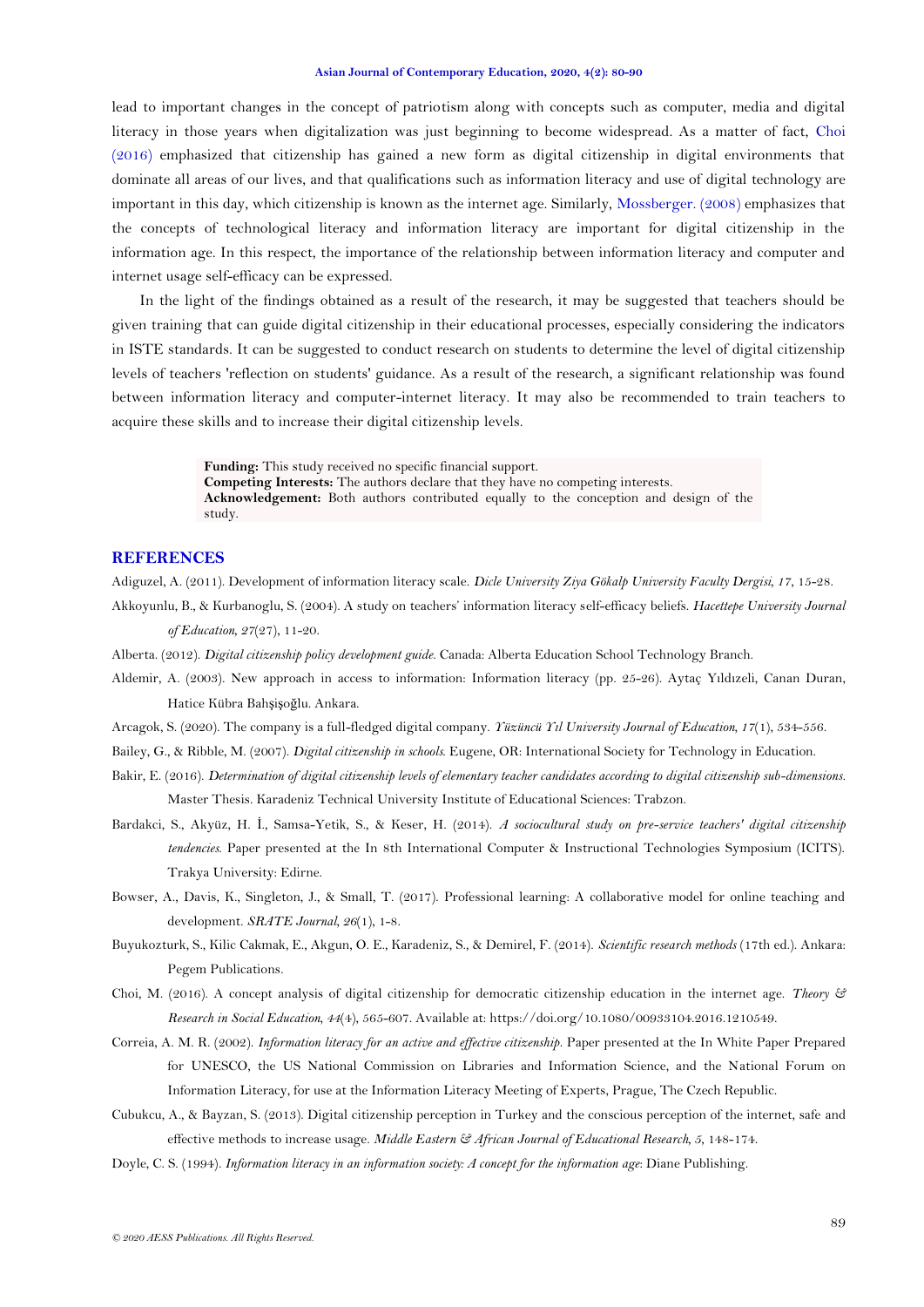lead to important changes in the concept of patriotism along with concepts such as computer, media and digital literacy in those years when digitalization was just beginning to become widespread. As a matter of fact, Choi (2016) emphasized that citizenship has gained a new form as digital citizenship in digital environments that dominate all areas of our lives, and that qualifications such as information literacy and use of digital technology are important in this day, which citizenship is known as the internet age. Similarly, Mossberger. (2008) emphasizes that the concepts of technological literacy and information literacy are important for digital citizenship in the information age. In this respect, the importance of the relationship between information literacy and computer and internet usage self-efficacy can be expressed.

In the light of the findings obtained as a result of the research, it may be suggested that teachers should be given training that can guide digital citizenship in their educational processes, especially considering the indicators in ISTE standards. It can be suggested to conduct research on students to determine the level of digital citizenship levels of teachers 'reflection on students' guidance. As a result of the research, a significant relationship was found between information literacy and computer-internet literacy. It may also be recommended to train teachers to acquire these skills and to increase their digital citizenship levels.

**Funding:** This study received no specific financial support.
**Competing Interests:** The authors declare that they have no competing interests.
**Acknowledgement:** Both authors contributed equally to the conception and design of the study.

## REFERENCES

Adiguzel, A. (2011). Development of information literacy scale. *Dicle University Ziya Gökalp University Faculty Dergisi, 17*, 15-28.

Akkoyunlu, B., & Kurbanoglu, S. (2004). A study on teachers' information literacy self-efficacy beliefs. *Hacettepe University Journal of Education, 27*(27), 11-20.

Alberta. (2012). *Digital citizenship policy development guide*. Canada: Alberta Education School Technology Branch.

Aldemir, A. (2003). New approach in access to information: Information literacy (pp. 25-26). Aytaç Yıldızeli, Canan Duran, Hatice Kübra Bahşişoğlu. Ankara.

Arcagok, S. (2020). The company is a full-fledged digital company. *Yüzüncü Yıl University Journal of Education, 17*(1), 534-556.

Bailey, G., & Ribble, M. (2007). *Digital citizenship in schools*. Eugene, OR: International Society for Technology in Education.

Bakir, E. (2016). *Determination of digital citizenship levels of elementary teacher candidates according to digital citizenship sub-dimensions*. Master Thesis. Karadeniz Technical University Institute of Educational Sciences: Trabzon.

Bardakci, S., Akyüz, H. İ., Samsa-Yetik, S., & Keser, H. (2014). *A sociocultural study on pre-service teachers' digital citizenship tendencies*. Paper presented at the In 8th International Computer & Instructional Technologies Symposium (ICITS). Trakya University: Edirne.

Bowser, A., Davis, K., Singleton, J., & Small, T. (2017). Professional learning: A collaborative model for online teaching and development. *SRATE Journal, 26*(1), 1-8.

Buyukozturk, S., Kilic Cakmak, E., Akgun, O. E., Karadeniz, S., & Demirel, F. (2014). *Scientific research methods* (17th ed.). Ankara: Pegem Publications.

Choi, M. (2016). A concept analysis of digital citizenship for democratic citizenship education in the internet age. *Theory & Research in Social Education, 44*(4), 565-607. Available at: https://doi.org/10.1080/00933104.2016.1210549.

Correia, A. M. R. (2002). *Information literacy for an active and effective citizenship*. Paper presented at the In White Paper Prepared for UNESCO, the US National Commission on Libraries and Information Science, and the National Forum on Information Literacy, for use at the Information Literacy Meeting of Experts, Prague, The Czech Republic.

Cubukcu, A., & Bayzan, S. (2013). Digital citizenship perception in Turkey and the conscious perception of the internet, safe and effective methods to increase usage. *Middle Eastern & African Journal of Educational Research, 5*, 148-174.

Doyle, C. S. (1994). *Information literacy in an information society: A concept for the information age*: Diane Publishing.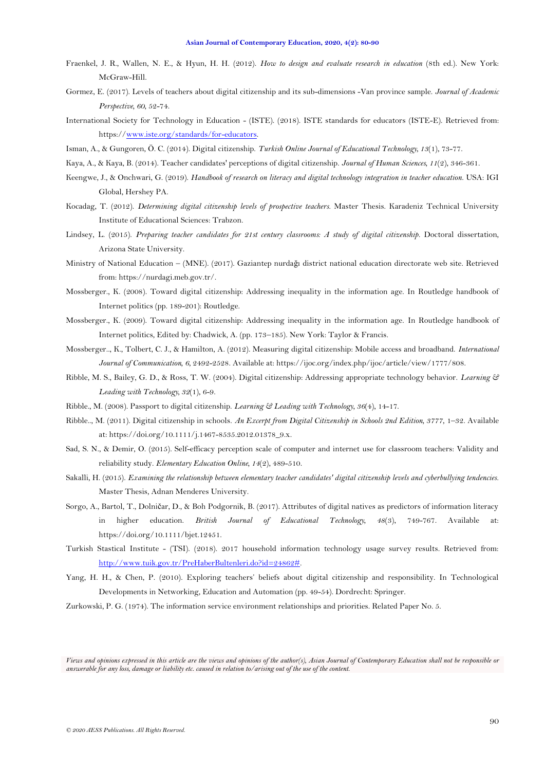Fraenkel, J. R., Wallen, N. E., & Hyun, H. H. (2012). *How to design and evaluate research in education* (8th ed.). New York: McGraw-Hill.

Gormez, E. (2017). Levels of teachers about digital citizenship and its sub-dimensions -Van province sample. *Journal of Academic Perspective, 60*, 52-74.

International Society for Technology in Education - (ISTE). (2018). ISTE standards for educators (ISTE-E). Retrieved from: https://www.iste.org/standards/for-educators.

Isman, A., & Gungoren, Ö. C. (2014). Digital citizenship. *Turkish Online Journal of Educational Technology, 13*(1), 73-77.

Kaya, A., & Kaya, B. (2014). Teacher candidates' perceptions of digital citizenship. *Journal of Human Sciences, 11*(2), 346-361.

Keengwe, J., & Onchwari, G. (2019). *Handbook of research on literacy and digital technology integration in teacher education*. USA: IGI Global, Hershey PA.

Kocadag, T. (2012). *Determining digital citizenship levels of prospective teachers*. Master Thesis. Karadeniz Technical University Institute of Educational Sciences: Trabzon.

Lindsey, L. (2015). *Preparing teacher candidates for 21st century classrooms: A study of digital citizenship*. Doctoral dissertation, Arizona State University.

Ministry of National Education – (MNE). (2017). Gaziantep nurdağı district national education directorate web site. Retrieved from: https://nurdagi.meb.gov.tr/.

Mossberger., K. (2008). Toward digital citizenship: Addressing inequality in the information age. In Routledge handbook of Internet politics (pp. 189-201): Routledge.

Mossberger., K. (2009). Toward digital citizenship: Addressing inequality in the information age. In Routledge handbook of Internet politics, Edited by: Chadwick, A. (pp. 173–185). New York: Taylor & Francis.

Mossberger.., K., Tolbert, C. J., & Hamilton, A. (2012). Measuring digital citizenship: Mobile access and broadband. *International Journal of Communication, 6*, 2492-2528. Available at: https://ijoc.org/index.php/ijoc/article/view/1777/808.

Ribble, M. S., Bailey, G. D., & Ross, T. W. (2004). Digital citizenship: Addressing appropriate technology behavior. *Learning & Leading with Technology, 32*(1), 6-9.

Ribble., M. (2008). Passport to digital citizenship. *Learning & Leading with Technology, 36*(4), 14-17.

Ribble.., M. (2011). Digital citizenship in schools. *An Excerpt from Digital Citizenship in Schools 2nd Edition, 3777*, 1–32. Available at: https://doi.org/10.1111/j.1467-8535.2012.01378_9.x.

Sad, S. N., & Demir, O. (2015). Self-efficacy perception scale of computer and internet use for classroom teachers: Validity and reliability study. *Elementary Education Online, 14*(2), 489-510.

Sakalli, H. (2015). *Examining the relationship between elementary teacher candidates' digital citizenship levels and cyberbullying tendencies*. Master Thesis, Adnan Menderes University.

Sorgo, A., Bartol, T., Dolničar, D., & Boh Podgornik, B. (2017). Attributes of digital natives as predictors of information literacy in higher education. *British Journal of Educational Technology, 48*(3), 749-767. Available at: https://doi.org/10.1111/bjet.12451.

Turkish Stastical Institute - (TSI). (2018). 2017 household information technology usage survey results. Retrieved from: http://www.tuik.gov.tr/PreHaberBultenleri.do?id=24862#.

Yang, H. H., & Chen, P. (2010). Exploring teachers' beliefs about digital citizenship and responsibility. In Technological Developments in Networking, Education and Automation (pp. 49-54). Dordrecht: Springer.

Zurkowski, P. G. (1974). The information service environment relationships and priorities. Related Paper No. 5.

*Views and opinions expressed in this article are the views and opinions of the author(s), Asian Journal of Contemporary Education shall not be responsible or answerable for any loss, damage or liability etc. caused in relation to/arising out of the use of the content.*